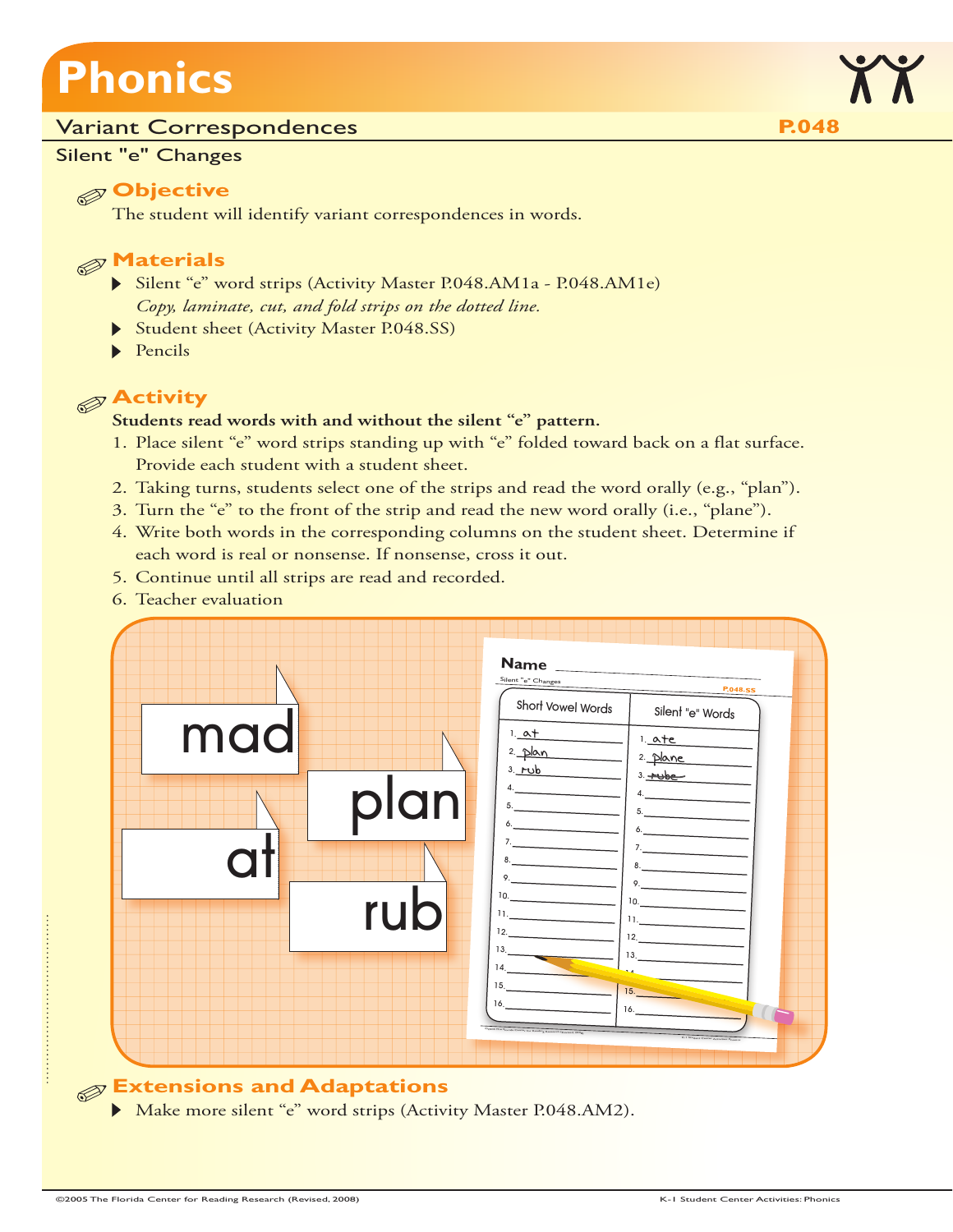# Phonics

## Variant Correspondences

**P.048**

### Silent "e" Changes

### Objective

The student will identify variant correspondences in words.

### Materials

- Silent "e" word strips (Activity Master P.048.AM1a - P.048.AM1e)
  *Copy, laminate, cut, and fold strips on the dotted line.*
- Student sheet (Activity Master P.048.SS)
- Pencils

### Activity

**Students read words with and without the silent "e" pattern.**

1. Place silent "e" word strips standing up with "e" folded toward back on a flat surface. Provide each student with a student sheet.
2. Taking turns, students select one of the strips and read the word orally (e.g., "plan").
3. Turn the "e" to the front of the strip and read the new word orally (i.e., "plane").
4. Write both words in the corresponding columns on the student sheet. Determine if each word is real or nonsense. If nonsense, cross it out.
5. Continue until all strips are read and recorded.
6. Teacher evaluation

### Extensions and Adaptations

- Make more silent "e" word strips (Activity Master P.048.AM2).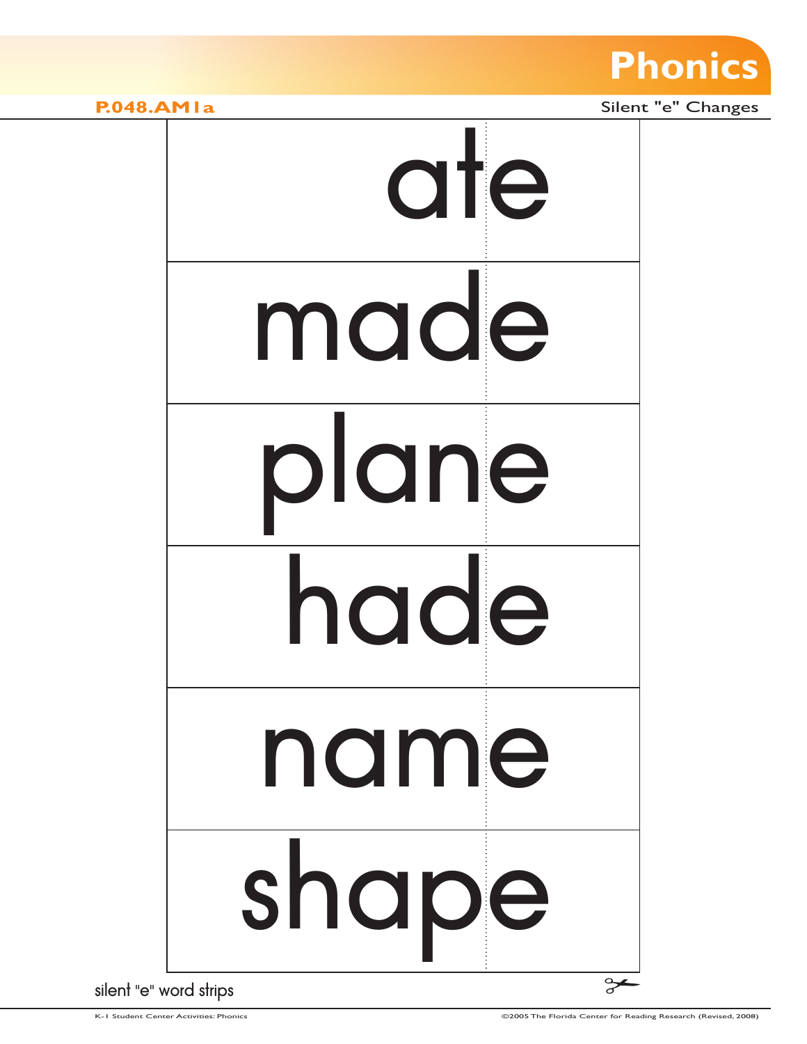P.048.AM1a

Silent "e" Changes

ate

made

plane

hade

name

shape

silent "e" word strips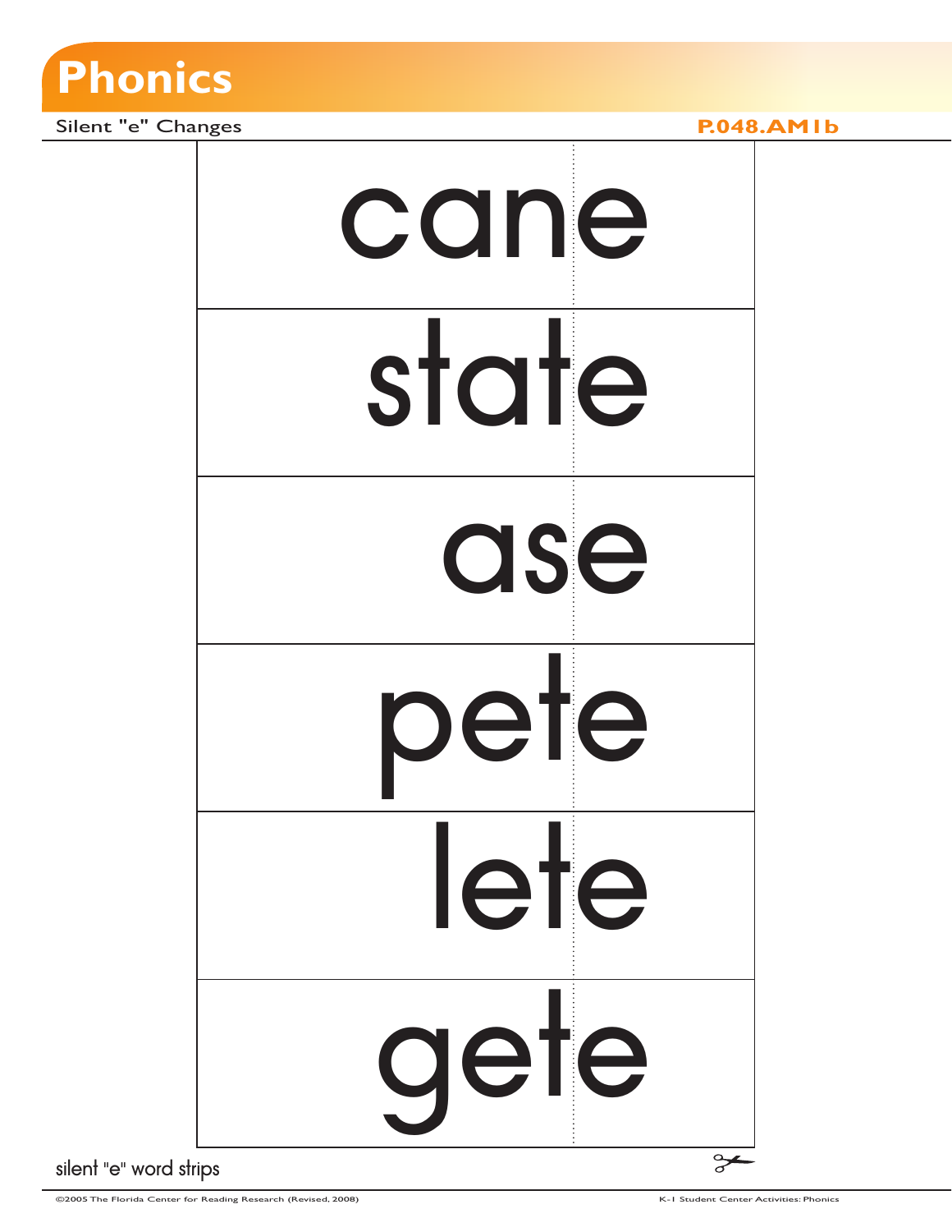# Phonics

Silent "e" Changes

P.048.AM1b

cane

state

ase

pete

lete

gete

silent "e" word strips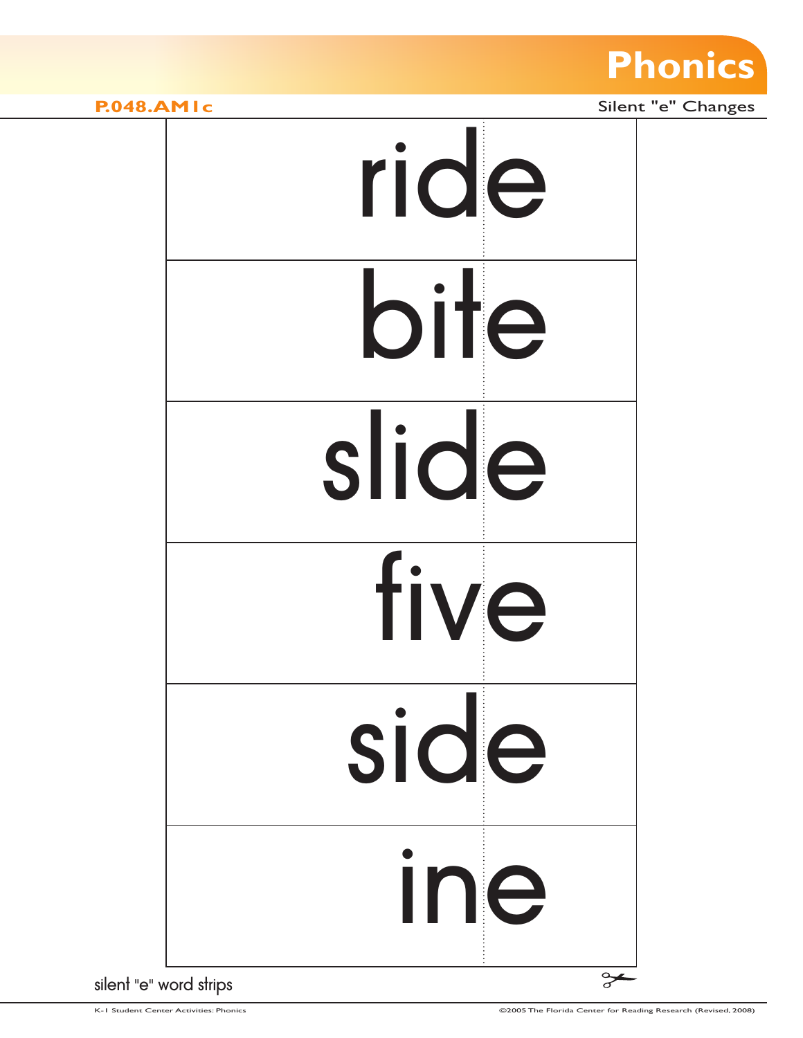# Phonics

**P.048.AM1c**

Silent "e" Changes

| |
|---|
| ride |
| bite |
| slide |
| five |
| side |
| ine |

silent "e" word strips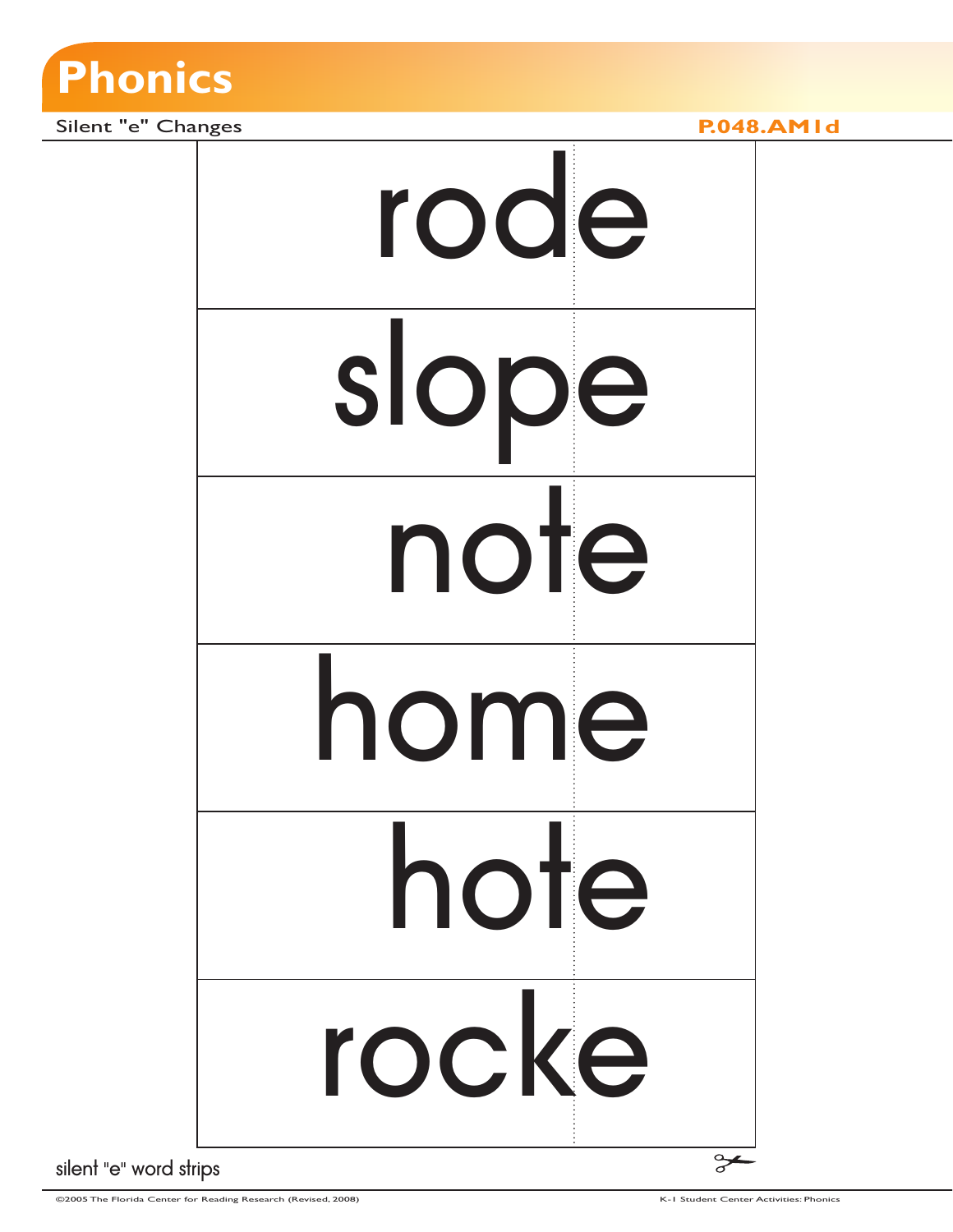# Phonics

Silent "e" Changes

P.048.AM1d

| rode |
|---|
| slope |
| note |
| home |
| hote |
| rocke |

silent "e" word strips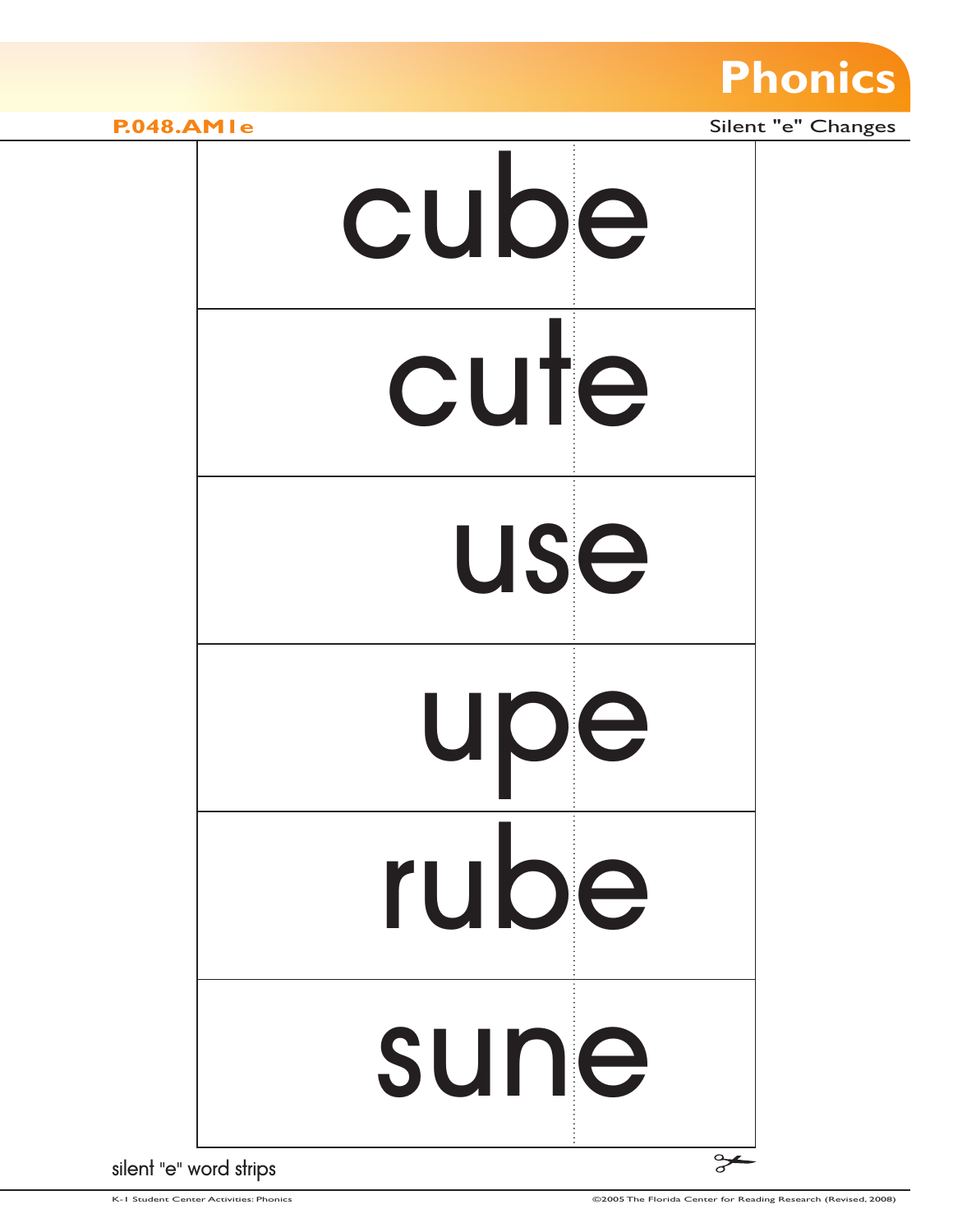# Phonics

P.048.AM1e

Silent "e" Changes

cube

cute

use

upe

rube

sune

silent "e" word strips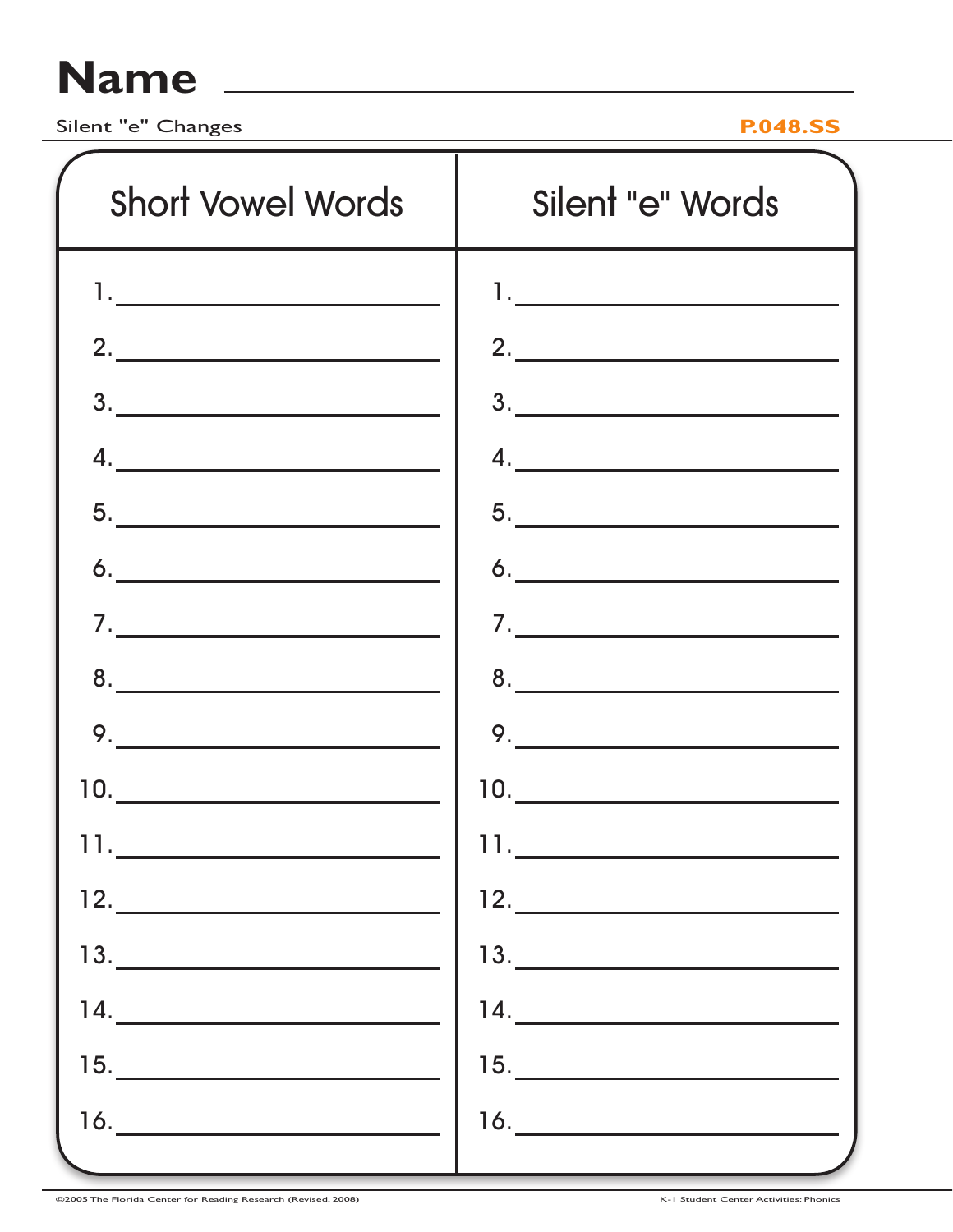**Name** ______________________________

Silent "e" Changes P.048.SS

| Short Vowel Words | Silent "e" Words |
|---|---|
| 1.______________ | 1.______________ |
| 2.______________ | 2.______________ |
| 3.______________ | 3.______________ |
| 4.______________ | 4.______________ |
| 5.______________ | 5.______________ |
| 6.______________ | 6.______________ |
| 7.______________ | 7.______________ |
| 8.______________ | 8.______________ |
| 9.______________ | 9.______________ |
| 10.______________ | 10.______________ |
| 11.______________ | 11.______________ |
| 12.______________ | 12.______________ |
| 13.______________ | 13.______________ |
| 14.______________ | 14.______________ |
| 15.______________ | 15.______________ |
| 16.______________ | 16.______________ |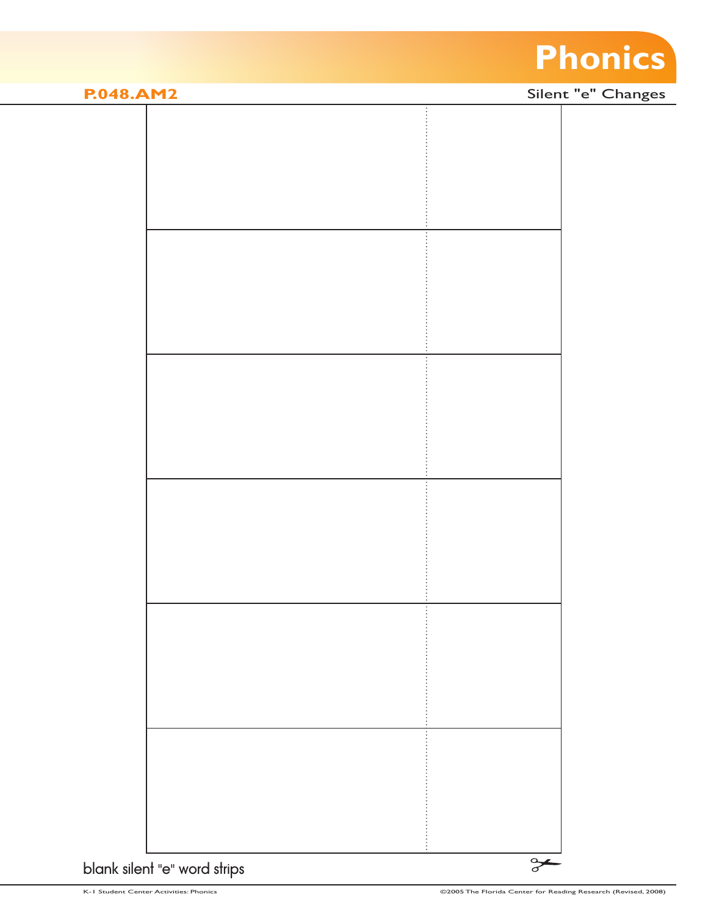# Phonics

**P.048.AM2**

Silent "e" Changes

| | |
|---|---|
| | |
| | |
| | |
| | |
| | |
| | |

blank silent "e" word strips